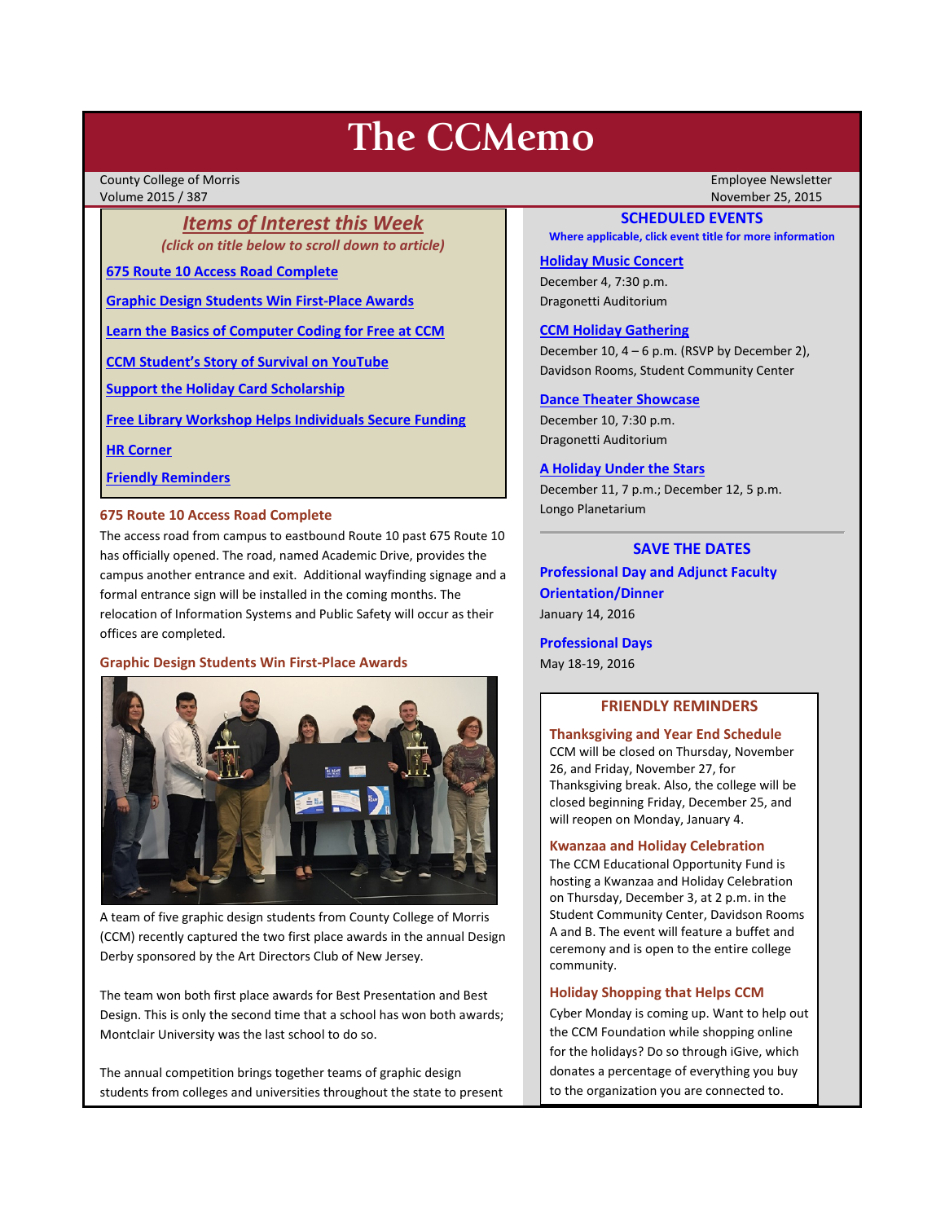# The CCMemo

County College of Morris
Volume 2015 / 387

Employee Newsletter
November 25, 2015

## *Items of Interest this Week*

*(click on title below to scroll down to article)*

[675 Route 10 Access Road Complete](#)

[Graphic Design Students Win First-Place Awards](#)

[Learn the Basics of Computer Coding for Free at CCM](#)

[CCM Student's Story of Survival on YouTube](#)

[Support the Holiday Card Scholarship](#)

[Free Library Workshop Helps Individuals Secure Funding](#)

[HR Corner](#)

[Friendly Reminders](#)

### 675 Route 10 Access Road Complete

The access road from campus to eastbound Route 10 past 675 Route 10 has officially opened. The road, named Academic Drive, provides the campus another entrance and exit. Additional wayfinding signage and a formal entrance sign will be installed in the coming months. The relocation of Information Systems and Public Safety will occur as their offices are completed.

### Graphic Design Students Win First-Place Awards

A team of five graphic design students from County College of Morris (CCM) recently captured the two first place awards in the annual Design Derby sponsored by the Art Directors Club of New Jersey.

The team won both first place awards for Best Presentation and Best Design. This is only the second time that a school has won both awards; Montclair University was the last school to do so.

The annual competition brings together teams of graphic design students from colleges and universities throughout the state to present

## SCHEDULED EVENTS

**Where applicable, click event title for more information**

**[Holiday Music Concert](#)**
December 4, 7:30 p.m.
Dragonetti Auditorium

**[CCM Holiday Gathering](#)**
December 10, 4 – 6 p.m. (RSVP by December 2),
Davidson Rooms, Student Community Center

**[Dance Theater Showcase](#)**
December 10, 7:30 p.m.
Dragonetti Auditorium

**[A Holiday Under the Stars](#)**
December 11, 7 p.m.; December 12, 5 p.m.
Longo Planetarium

## SAVE THE DATES

**Professional Day and Adjunct Faculty Orientation/Dinner**
January 14, 2016

**Professional Days**
May 18-19, 2016

## FRIENDLY REMINDERS

### Thanksgiving and Year End Schedule

CCM will be closed on Thursday, November 26, and Friday, November 27, for Thanksgiving break. Also, the college will be closed beginning Friday, December 25, and will reopen on Monday, January 4.

### Kwanzaa and Holiday Celebration

The CCM Educational Opportunity Fund is hosting a Kwanzaa and Holiday Celebration on Thursday, December 3, at 2 p.m. in the Student Community Center, Davidson Rooms A and B. The event will feature a buffet and ceremony and is open to the entire college community.

### Holiday Shopping that Helps CCM

Cyber Monday is coming up. Want to help out the CCM Foundation while shopping online for the holidays? Do so through iGive, which donates a percentage of everything you buy to the organization you are connected to.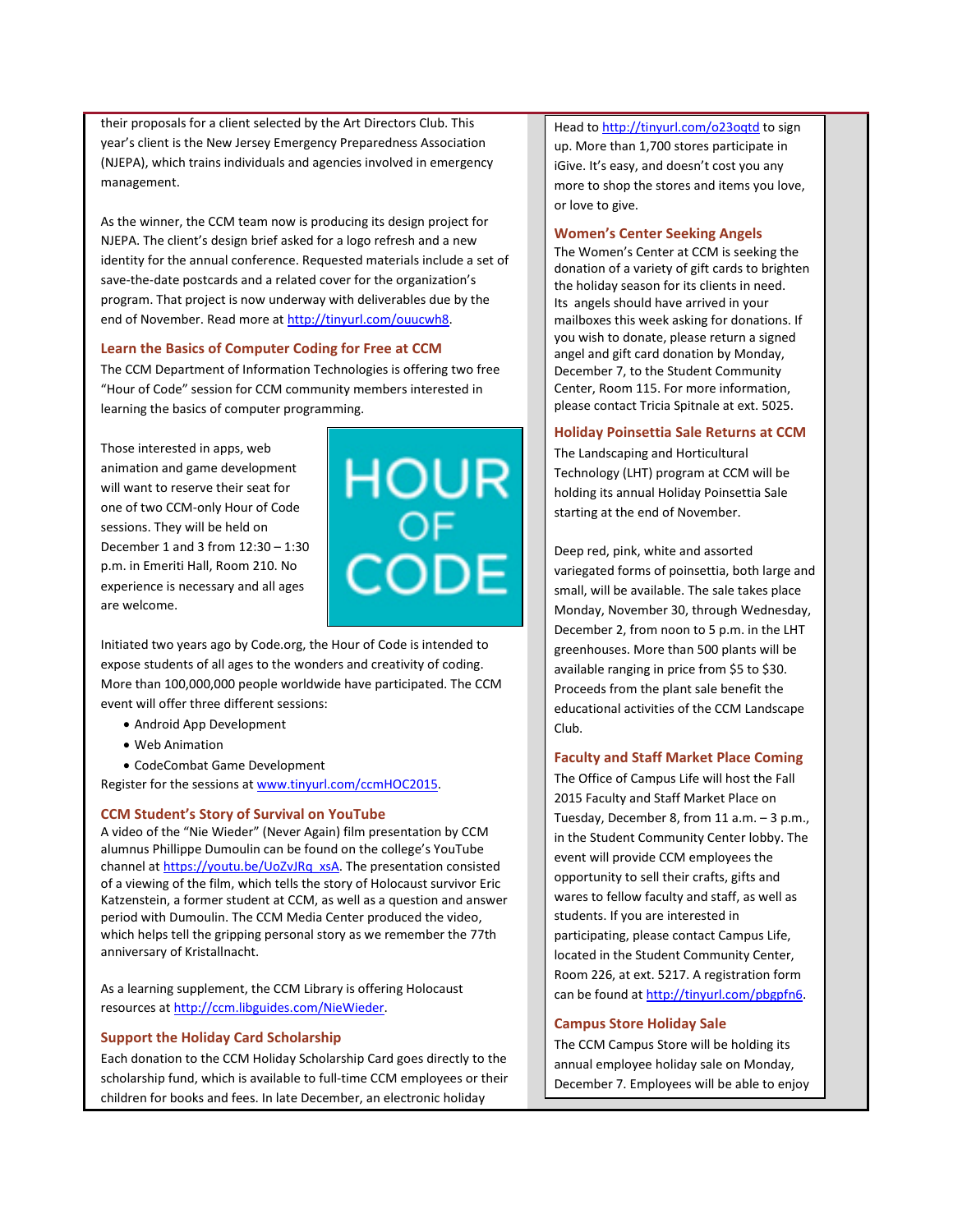their proposals for a client selected by the Art Directors Club. This year's client is the New Jersey Emergency Preparedness Association (NJEPA), which trains individuals and agencies involved in emergency management.

As the winner, the CCM team now is producing its design project for NJEPA. The client's design brief asked for a logo refresh and a new identity for the annual conference. Requested materials include a set of save-the-date postcards and a related cover for the organization's program. That project is now underway with deliverables due by the end of November. Read more at http://tinyurl.com/ouucwh8.

### Learn the Basics of Computer Coding for Free at CCM

The CCM Department of Information Technologies is offering two free "Hour of Code" session for CCM community members interested in learning the basics of computer programming.

Those interested in apps, web animation and game development will want to reserve their seat for one of two CCM-only Hour of Code sessions. They will be held on December 1 and 3 from 12:30 – 1:30 p.m. in Emeriti Hall, Room 210. No experience is necessary and all ages are welcome.

HOUR OF CODE

Initiated two years ago by Code.org, the Hour of Code is intended to expose students of all ages to the wonders and creativity of coding. More than 100,000,000 people worldwide have participated. The CCM event will offer three different sessions:

- Android App Development
- Web Animation
- CodeCombat Game Development

Register for the sessions at www.tinyurl.com/ccmHOC2015.

### CCM Student's Story of Survival on YouTube

A video of the "Nie Wieder" (Never Again) film presentation by CCM alumnus Phillippe Dumoulin can be found on the college's YouTube channel at https://youtu.be/UoZvJRq_xsA. The presentation consisted of a viewing of the film, which tells the story of Holocaust survivor Eric Katzenstein, a former student at CCM, as well as a question and answer period with Dumoulin. The CCM Media Center produced the video, which helps tell the gripping personal story as we remember the 77th anniversary of Kristallnacht.

As a learning supplement, the CCM Library is offering Holocaust resources at http://ccm.libguides.com/NieWieder.

### Support the Holiday Card Scholarship

Each donation to the CCM Holiday Scholarship Card goes directly to the scholarship fund, which is available to full-time CCM employees or their children for books and fees. In late December, an electronic holiday

Head to http://tinyurl.com/o23oqtd to sign up. More than 1,700 stores participate in iGive. It's easy, and doesn't cost you any more to shop the stores and items you love, or love to give.

### Women's Center Seeking Angels

The Women's Center at CCM is seeking the donation of a variety of gift cards to brighten the holiday season for its clients in need. Its angels should have arrived in your mailboxes this week asking for donations. If you wish to donate, please return a signed angel and gift card donation by Monday, December 7, to the Student Community Center, Room 115. For more information, please contact Tricia Spitnale at ext. 5025.

### Holiday Poinsettia Sale Returns at CCM

The Landscaping and Horticultural Technology (LHT) program at CCM will be holding its annual Holiday Poinsettia Sale starting at the end of November.

Deep red, pink, white and assorted variegated forms of poinsettia, both large and small, will be available. The sale takes place Monday, November 30, through Wednesday, December 2, from noon to 5 p.m. in the LHT greenhouses. More than 500 plants will be available ranging in price from $5 to $30. Proceeds from the plant sale benefit the educational activities of the CCM Landscape Club.

### Faculty and Staff Market Place Coming

The Office of Campus Life will host the Fall 2015 Faculty and Staff Market Place on Tuesday, December 8, from 11 a.m. – 3 p.m., in the Student Community Center lobby. The event will provide CCM employees the opportunity to sell their crafts, gifts and wares to fellow faculty and staff, as well as students. If you are interested in participating, please contact Campus Life, located in the Student Community Center, Room 226, at ext. 5217. A registration form can be found at http://tinyurl.com/pbgpfn6.

### Campus Store Holiday Sale

The CCM Campus Store will be holding its annual employee holiday sale on Monday, December 7. Employees will be able to enjoy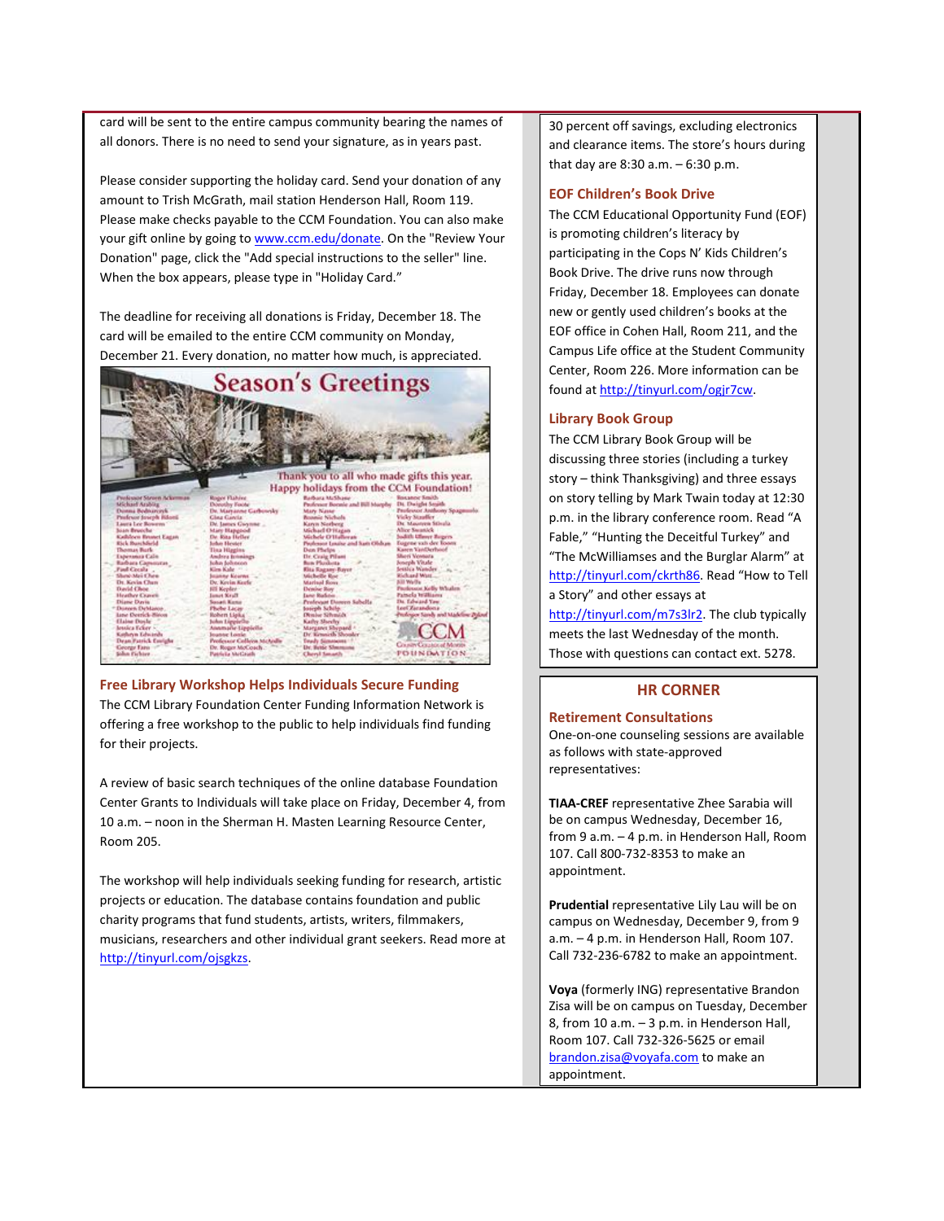card will be sent to the entire campus community bearing the names of all donors. There is no need to send your signature, as in years past.

Please consider supporting the holiday card. Send your donation of any amount to Trish McGrath, mail station Henderson Hall, Room 119. Please make checks payable to the CCM Foundation. You can also make your gift online by going to www.ccm.edu/donate. On the "Review Your Donation" page, click the "Add special instructions to the seller" line. When the box appears, please type in "Holiday Card."

The deadline for receiving all donations is Friday, December 18. The card will be emailed to the entire CCM community on Monday, December 21. Every donation, no matter how much, is appreciated.

Season's Greetings

Thank you to all who made gifts this year.
Happy holidays from the CCM Foundation!

### Free Library Workshop Helps Individuals Secure Funding

The CCM Library Foundation Center Funding Information Network is offering a free workshop to the public to help individuals find funding for their projects.

A review of basic search techniques of the online database Foundation Center Grants to Individuals will take place on Friday, December 4, from 10 a.m. – noon in the Sherman H. Masten Learning Resource Center, Room 205.

The workshop will help individuals seeking funding for research, artistic projects or education. The database contains foundation and public charity programs that fund students, artists, writers, filmmakers, musicians, researchers and other individual grant seekers. Read more at http://tinyurl.com/ojsgkzs.

30 percent off savings, excluding electronics and clearance items. The store's hours during that day are 8:30 a.m. – 6:30 p.m.

### EOF Children's Book Drive

The CCM Educational Opportunity Fund (EOF) is promoting children's literacy by participating in the Cops N' Kids Children's Book Drive. The drive runs now through Friday, December 18. Employees can donate new or gently used children's books at the EOF office in Cohen Hall, Room 211, and the Campus Life office at the Student Community Center, Room 226. More information can be found at http://tinyurl.com/ogjr7cw.

### Library Book Group

The CCM Library Book Group will be discussing three stories (including a turkey story – think Thanksgiving) and three essays on story telling by Mark Twain today at 12:30 p.m. in the library conference room. Read "A Fable," "Hunting the Deceitful Turkey" and "The McWilliamses and the Burglar Alarm" at http://tinyurl.com/ckrth86. Read "How to Tell a Story" and other essays at http://tinyurl.com/m7s3lr2. The club typically meets the last Wednesday of the month. Those with questions can contact ext. 5278.

## HR CORNER

### Retirement Consultations

One-on-one counseling sessions are available as follows with state-approved representatives:

**TIAA-CREF** representative Zhee Sarabia will be on campus Wednesday, December 16, from 9 a.m. – 4 p.m. in Henderson Hall, Room 107. Call 800-732-8353 to make an appointment.

**Prudential** representative Lily Lau will be on campus on Wednesday, December 9, from 9 a.m. – 4 p.m. in Henderson Hall, Room 107. Call 732-236-6782 to make an appointment.

**Voya** (formerly ING) representative Brandon Zisa will be on campus on Tuesday, December 8, from 10 a.m. – 3 p.m. in Henderson Hall, Room 107. Call 732-326-5625 or email brandon.zisa@voyafa.com to make an appointment.